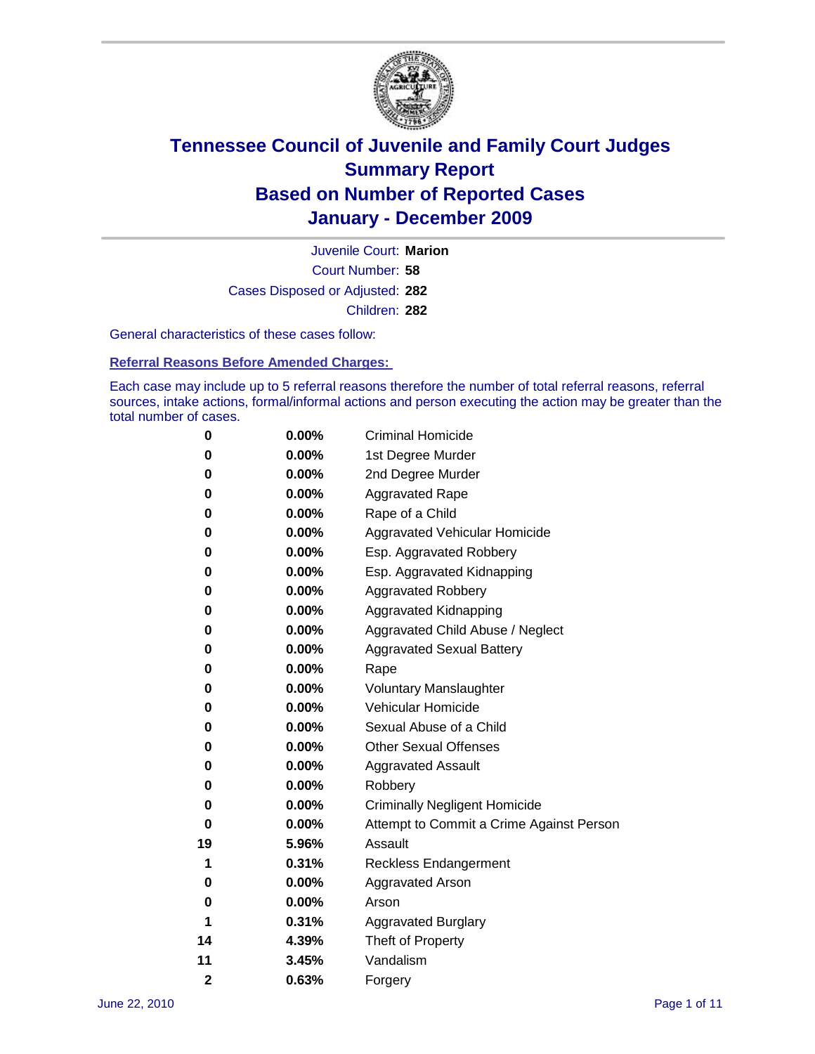# Tennessee Council of Juvenile and Family Court Judges
# Summary Report
# Based on Number of Reported Cases
# January - December 2009

Juvenile Court: **Marion**

Court Number: **58**

Cases Disposed or Adjusted: **282**

Children: **282**

General characteristics of these cases follow:

**Referral Reasons Before Amended Charges:**

Each case may include up to 5 referral reasons therefore the number of total referral reasons, referral sources, intake actions, formal/informal actions and person executing the action may be greater than the total number of cases.

| | | |
|---|---|---|
| 0 | 0.00% | Criminal Homicide |
| 0 | 0.00% | 1st Degree Murder |
| 0 | 0.00% | 2nd Degree Murder |
| 0 | 0.00% | Aggravated Rape |
| 0 | 0.00% | Rape of a Child |
| 0 | 0.00% | Aggravated Vehicular Homicide |
| 0 | 0.00% | Esp. Aggravated Robbery |
| 0 | 0.00% | Esp. Aggravated Kidnapping |
| 0 | 0.00% | Aggravated Robbery |
| 0 | 0.00% | Aggravated Kidnapping |
| 0 | 0.00% | Aggravated Child Abuse / Neglect |
| 0 | 0.00% | Aggravated Sexual Battery |
| 0 | 0.00% | Rape |
| 0 | 0.00% | Voluntary Manslaughter |
| 0 | 0.00% | Vehicular Homicide |
| 0 | 0.00% | Sexual Abuse of a Child |
| 0 | 0.00% | Other Sexual Offenses |
| 0 | 0.00% | Aggravated Assault |
| 0 | 0.00% | Robbery |
| 0 | 0.00% | Criminally Negligent Homicide |
| 0 | 0.00% | Attempt to Commit a Crime Against Person |
| 19 | 5.96% | Assault |
| 1 | 0.31% | Reckless Endangerment |
| 0 | 0.00% | Aggravated Arson |
| 0 | 0.00% | Arson |
| 1 | 0.31% | Aggravated Burglary |
| 14 | 4.39% | Theft of Property |
| 11 | 3.45% | Vandalism |
| 2 | 0.63% | Forgery |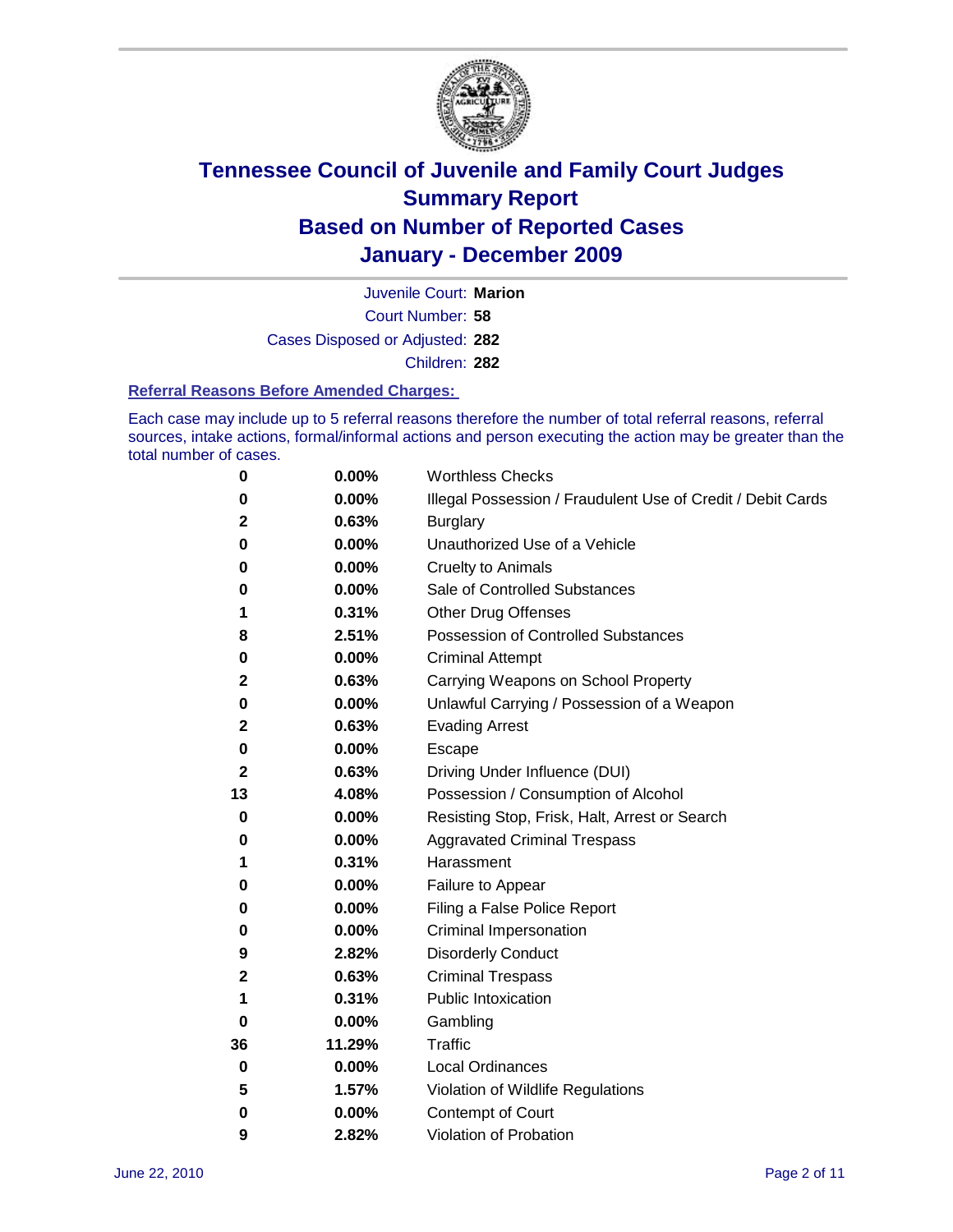# Tennessee Council of Juvenile and Family Court Judges
# Summary Report
# Based on Number of Reported Cases
# January - December 2009

Juvenile Court: **Marion**

Court Number: **58**

Cases Disposed or Adjusted: **282**

Children: **282**

### Referral Reasons Before Amended Charges:

Each case may include up to 5 referral reasons therefore the number of total referral reasons, referral sources, intake actions, formal/informal actions and person executing the action may be greater than the total number of cases.

| | | |
|---|---|---|
| 0 | 0.00% | Worthless Checks |
| 0 | 0.00% | Illegal Possession / Fraudulent Use of Credit / Debit Cards |
| 2 | 0.63% | Burglary |
| 0 | 0.00% | Unauthorized Use of a Vehicle |
| 0 | 0.00% | Cruelty to Animals |
| 0 | 0.00% | Sale of Controlled Substances |
| 1 | 0.31% | Other Drug Offenses |
| 8 | 2.51% | Possession of Controlled Substances |
| 0 | 0.00% | Criminal Attempt |
| 2 | 0.63% | Carrying Weapons on School Property |
| 0 | 0.00% | Unlawful Carrying / Possession of a Weapon |
| 2 | 0.63% | Evading Arrest |
| 0 | 0.00% | Escape |
| 2 | 0.63% | Driving Under Influence (DUI) |
| 13 | 4.08% | Possession / Consumption of Alcohol |
| 0 | 0.00% | Resisting Stop, Frisk, Halt, Arrest or Search |
| 0 | 0.00% | Aggravated Criminal Trespass |
| 1 | 0.31% | Harassment |
| 0 | 0.00% | Failure to Appear |
| 0 | 0.00% | Filing a False Police Report |
| 0 | 0.00% | Criminal Impersonation |
| 9 | 2.82% | Disorderly Conduct |
| 2 | 0.63% | Criminal Trespass |
| 1 | 0.31% | Public Intoxication |
| 0 | 0.00% | Gambling |
| 36 | 11.29% | Traffic |
| 0 | 0.00% | Local Ordinances |
| 5 | 1.57% | Violation of Wildlife Regulations |
| 0 | 0.00% | Contempt of Court |
| 9 | 2.82% | Violation of Probation |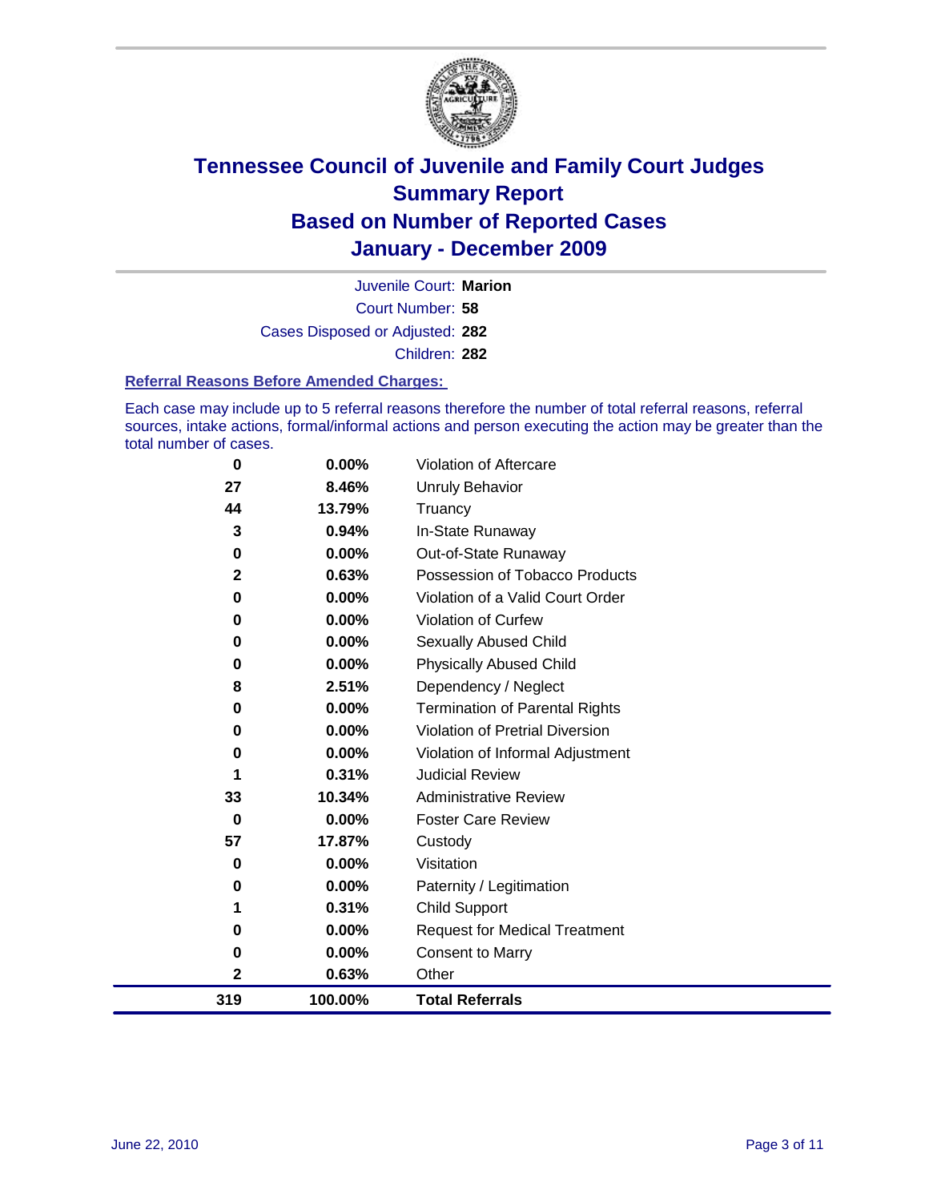# Tennessee Council of Juvenile and Family Court Judges
## Summary Report
## Based on Number of Reported Cases
## January - December 2009

Juvenile Court: **Marion**

Court Number: **58**

Cases Disposed or Adjusted: **282**

Children: **282**

### Referral Reasons Before Amended Charges:

Each case may include up to 5 referral reasons therefore the number of total referral reasons, referral sources, intake actions, formal/informal actions and person executing the action may be greater than the total number of cases.

| | | |
|---|---|---|
| 0 | 0.00% | Violation of Aftercare |
| 27 | 8.46% | Unruly Behavior |
| 44 | 13.79% | Truancy |
| 3 | 0.94% | In-State Runaway |
| 0 | 0.00% | Out-of-State Runaway |
| 2 | 0.63% | Possession of Tobacco Products |
| 0 | 0.00% | Violation of a Valid Court Order |
| 0 | 0.00% | Violation of Curfew |
| 0 | 0.00% | Sexually Abused Child |
| 0 | 0.00% | Physically Abused Child |
| 8 | 2.51% | Dependency / Neglect |
| 0 | 0.00% | Termination of Parental Rights |
| 0 | 0.00% | Violation of Pretrial Diversion |
| 0 | 0.00% | Violation of Informal Adjustment |
| 1 | 0.31% | Judicial Review |
| 33 | 10.34% | Administrative Review |
| 0 | 0.00% | Foster Care Review |
| 57 | 17.87% | Custody |
| 0 | 0.00% | Visitation |
| 0 | 0.00% | Paternity / Legitimation |
| 1 | 0.31% | Child Support |
| 0 | 0.00% | Request for Medical Treatment |
| 0 | 0.00% | Consent to Marry |
| 2 | 0.63% | Other |
| **319** | **100.00%** | **Total Referrals** |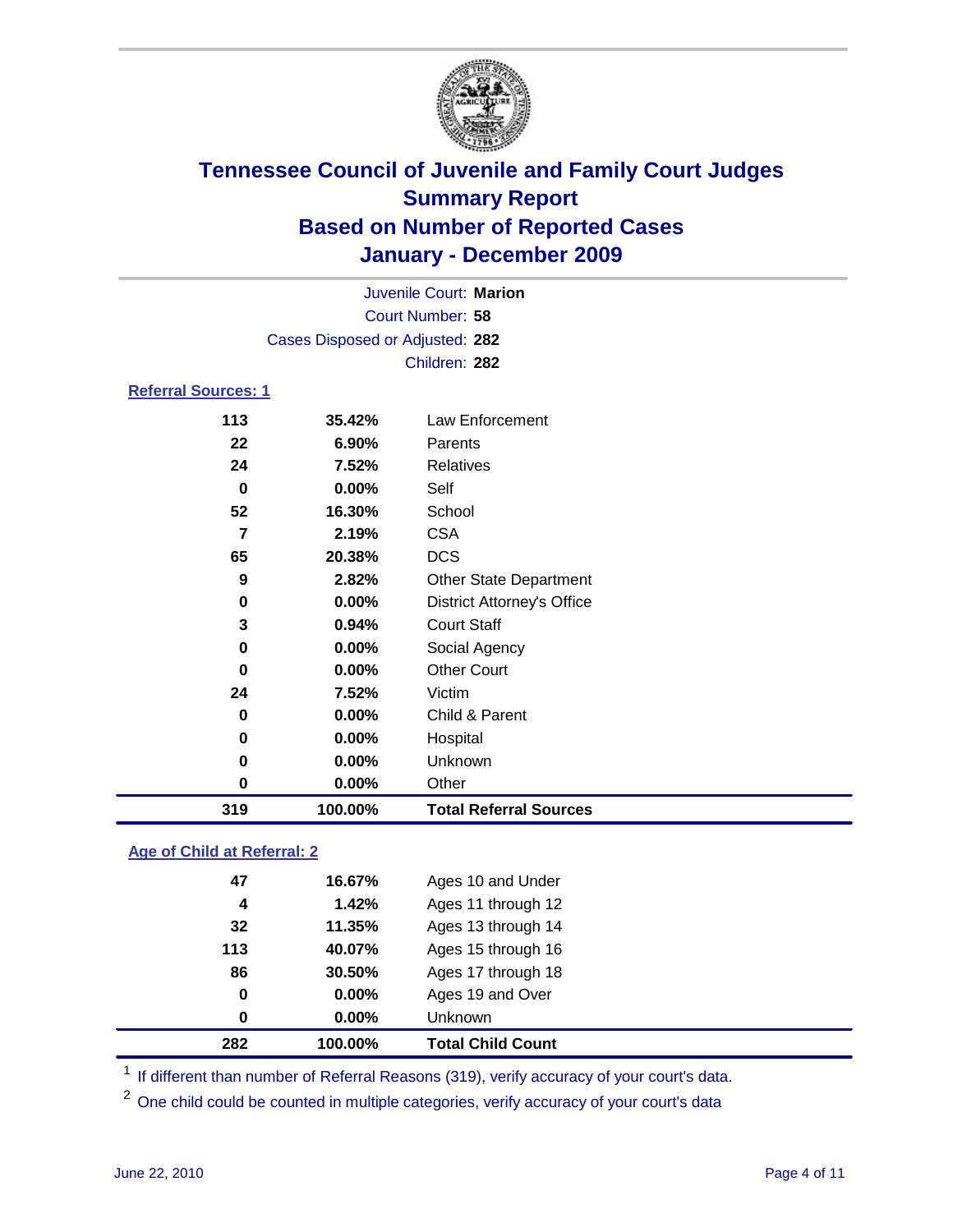# Tennessee Council of Juvenile and Family Court Judges
## Summary Report
## Based on Number of Reported Cases
## January - December 2009

Juvenile Court: **Marion**
Court Number: **58**
Cases Disposed or Adjusted: **282**
Children: **282**

### Referral Sources: 1

| | | |
|---|---|---|
| 113 | 35.42% | Law Enforcement |
| 22 | 6.90% | Parents |
| 24 | 7.52% | Relatives |
| 0 | 0.00% | Self |
| 52 | 16.30% | School |
| 7 | 2.19% | CSA |
| 65 | 20.38% | DCS |
| 9 | 2.82% | Other State Department |
| 0 | 0.00% | District Attorney's Office |
| 3 | 0.94% | Court Staff |
| 0 | 0.00% | Social Agency |
| 0 | 0.00% | Other Court |
| 24 | 7.52% | Victim |
| 0 | 0.00% | Child & Parent |
| 0 | 0.00% | Hospital |
| 0 | 0.00% | Unknown |
| 0 | 0.00% | Other |
| **319** | **100.00%** | **Total Referral Sources** |

### Age of Child at Referral: 2

| | | |
|---|---|---|
| 47 | 16.67% | Ages 10 and Under |
| 4 | 1.42% | Ages 11 through 12 |
| 32 | 11.35% | Ages 13 through 14 |
| 113 | 40.07% | Ages 15 through 16 |
| 86 | 30.50% | Ages 17 through 18 |
| 0 | 0.00% | Ages 19 and Over |
| 0 | 0.00% | Unknown |
| **282** | **100.00%** | **Total Child Count** |

[1] If different than number of Referral Reasons (319), verify accuracy of your court's data.

[2] One child could be counted in multiple categories, verify accuracy of your court's data

June 22, 2010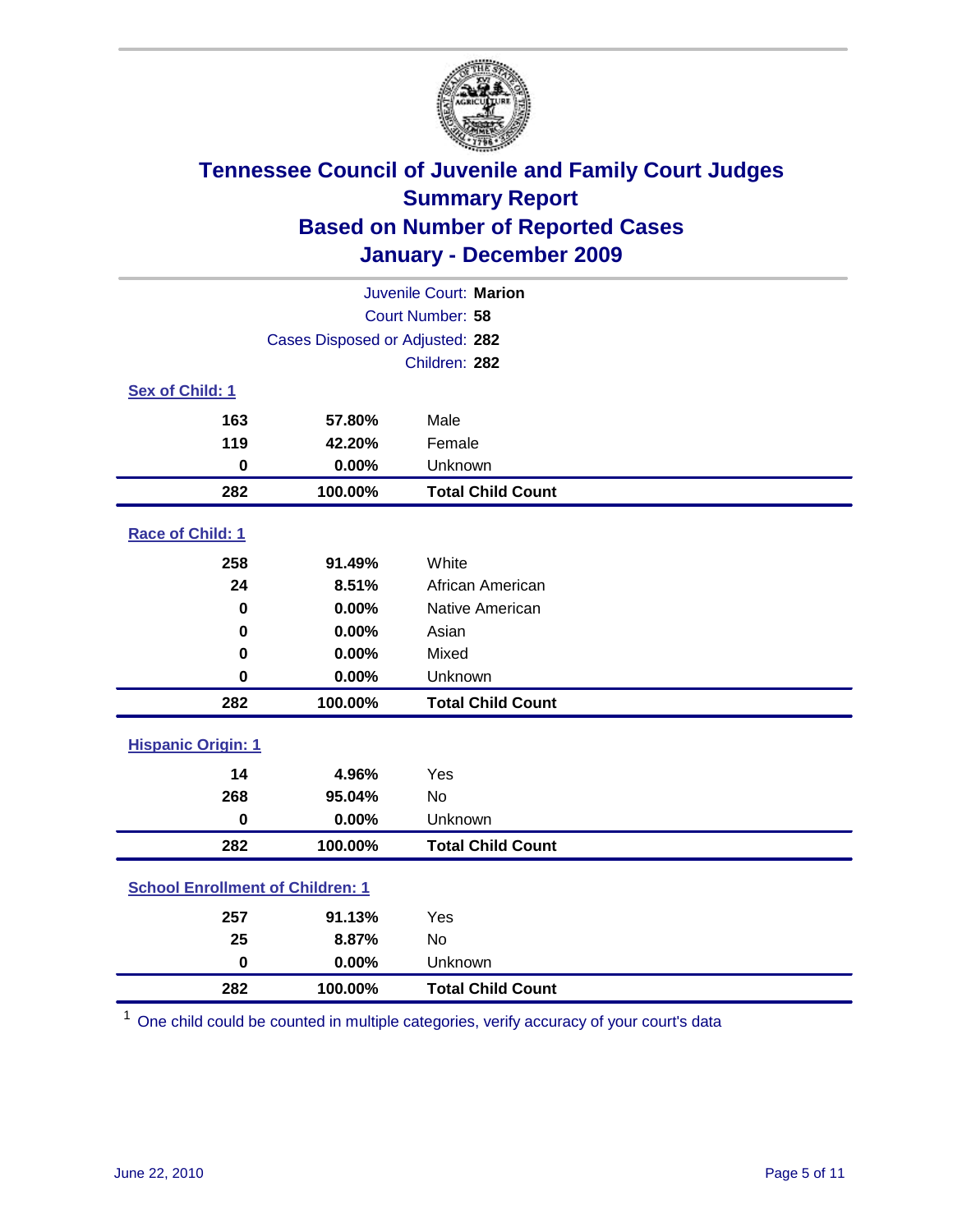# Tennessee Council of Juvenile and Family Court Judges
## Summary Report
## Based on Number of Reported Cases
## January - December 2009

Juvenile Court: **Marion**

Court Number: **58**

Cases Disposed or Adjusted: **282**

Children: **282**

### Sex of Child: 1

| | | |
|---|---|---|
| **163** | **57.80%** | Male |
| **119** | **42.20%** | Female |
| **0** | **0.00%** | Unknown |
| **282** | **100.00%** | **Total Child Count** |

### Race of Child: 1

| | | |
|---|---|---|
| **258** | **91.49%** | White |
| **24** | **8.51%** | African American |
| **0** | **0.00%** | Native American |
| **0** | **0.00%** | Asian |
| **0** | **0.00%** | Mixed |
| **0** | **0.00%** | Unknown |
| **282** | **100.00%** | **Total Child Count** |

### Hispanic Origin: 1

| | | |
|---|---|---|
| **14** | **4.96%** | Yes |
| **268** | **95.04%** | No |
| **0** | **0.00%** | Unknown |
| **282** | **100.00%** | **Total Child Count** |

### School Enrollment of Children: 1

| | | |
|---|---|---|
| **257** | **91.13%** | Yes |
| **25** | **8.87%** | No |
| **0** | **0.00%** | Unknown |
| **282** | **100.00%** | **Total Child Count** |

[1] One child could be counted in multiple categories, verify accuracy of your court's data

June 22, 2010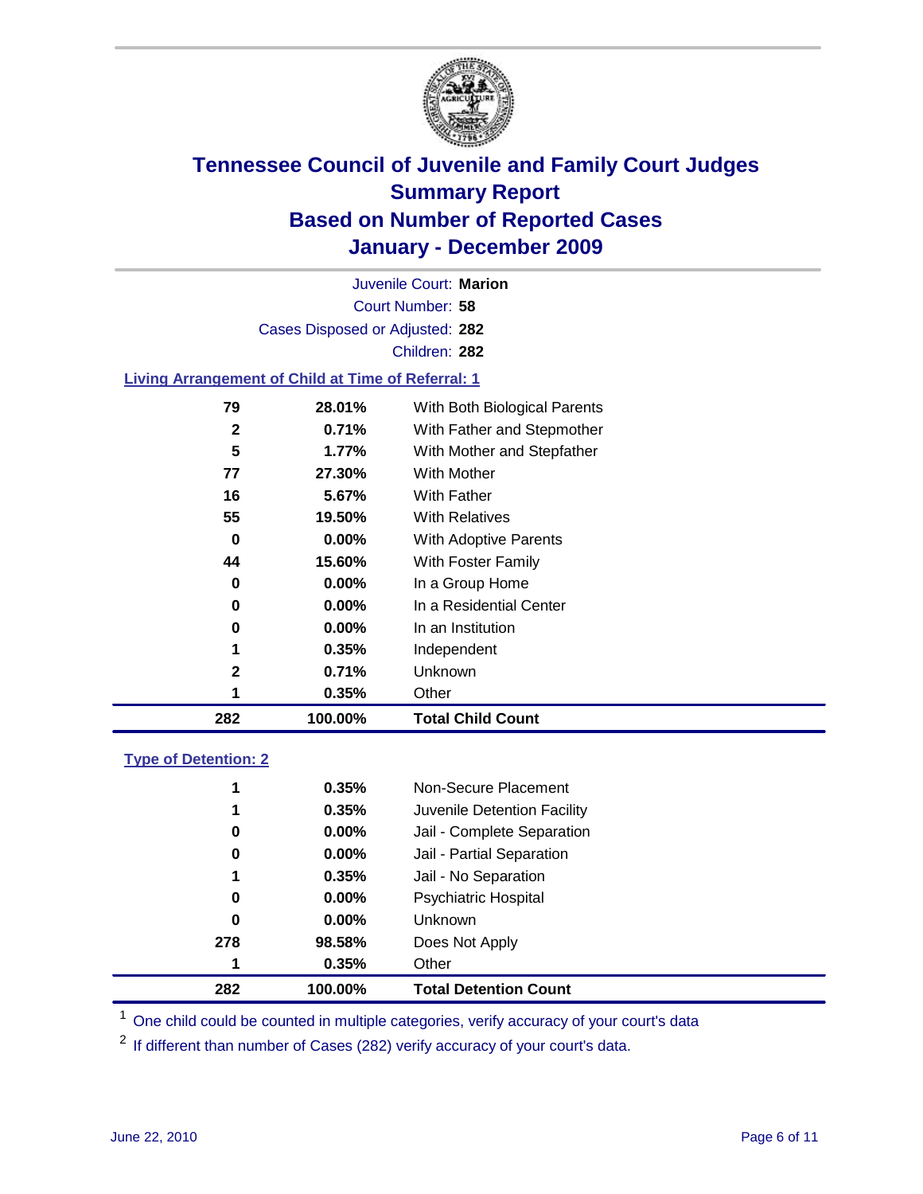# Tennessee Council of Juvenile and Family Court Judges
## Summary Report
## Based on Number of Reported Cases
## January - December 2009

Juvenile Court: **Marion**

Court Number: **58**

Cases Disposed or Adjusted: **282**

Children: **282**

### Living Arrangement of Child at Time of Referral: 1

| | | |
|---|---|---|
| 79 | 28.01% | With Both Biological Parents |
| 2 | 0.71% | With Father and Stepmother |
| 5 | 1.77% | With Mother and Stepfather |
| 77 | 27.30% | With Mother |
| 16 | 5.67% | With Father |
| 55 | 19.50% | With Relatives |
| 0 | 0.00% | With Adoptive Parents |
| 44 | 15.60% | With Foster Family |
| 0 | 0.00% | In a Group Home |
| 0 | 0.00% | In a Residential Center |
| 0 | 0.00% | In an Institution |
| 1 | 0.35% | Independent |
| 2 | 0.71% | Unknown |
| 1 | 0.35% | Other |
| **282** | **100.00%** | **Total Child Count** |

### Type of Detention: 2

| | | |
|---|---|---|
| 1 | 0.35% | Non-Secure Placement |
| 1 | 0.35% | Juvenile Detention Facility |
| 0 | 0.00% | Jail - Complete Separation |
| 0 | 0.00% | Jail - Partial Separation |
| 1 | 0.35% | Jail - No Separation |
| 0 | 0.00% | Psychiatric Hospital |
| 0 | 0.00% | Unknown |
| 278 | 98.58% | Does Not Apply |
| 1 | 0.35% | Other |
| **282** | **100.00%** | **Total Detention Count** |

[1] One child could be counted in multiple categories, verify accuracy of your court's data

[2] If different than number of Cases (282) verify accuracy of your court's data.

June 22, 2010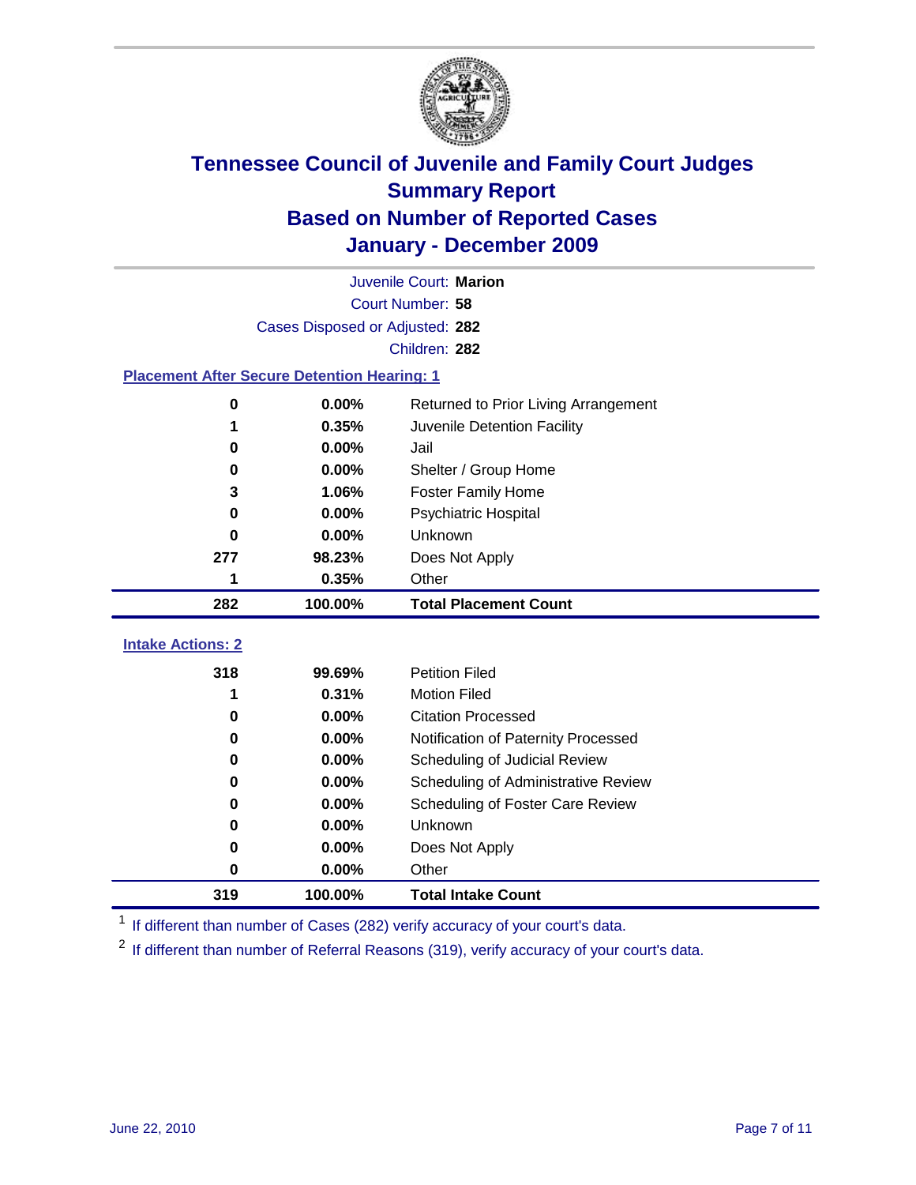# Tennessee Council of Juvenile and Family Court Judges
## Summary Report
## Based on Number of Reported Cases
## January - December 2009

Juvenile Court: **Marion**

Court Number: **58**

Cases Disposed or Adjusted: **282**

Children: **282**

### Placement After Secure Detention Hearing: 1

| | | |
|---|---|---|
| 0 | 0.00% | Returned to Prior Living Arrangement |
| 1 | 0.35% | Juvenile Detention Facility |
| 0 | 0.00% | Jail |
| 0 | 0.00% | Shelter / Group Home |
| 3 | 1.06% | Foster Family Home |
| 0 | 0.00% | Psychiatric Hospital |
| 0 | 0.00% | Unknown |
| 277 | 98.23% | Does Not Apply |
| 1 | 0.35% | Other |
| **282** | **100.00%** | **Total Placement Count** |

### Intake Actions: 2

| | | |
|---|---|---|
| 318 | 99.69% | Petition Filed |
| 1 | 0.31% | Motion Filed |
| 0 | 0.00% | Citation Processed |
| 0 | 0.00% | Notification of Paternity Processed |
| 0 | 0.00% | Scheduling of Judicial Review |
| 0 | 0.00% | Scheduling of Administrative Review |
| 0 | 0.00% | Scheduling of Foster Care Review |
| 0 | 0.00% | Unknown |
| 0 | 0.00% | Does Not Apply |
| 0 | 0.00% | Other |
| **319** | **100.00%** | **Total Intake Count** |

[1] If different than number of Cases (282) verify accuracy of your court's data.

[2] If different than number of Referral Reasons (319), verify accuracy of your court's data.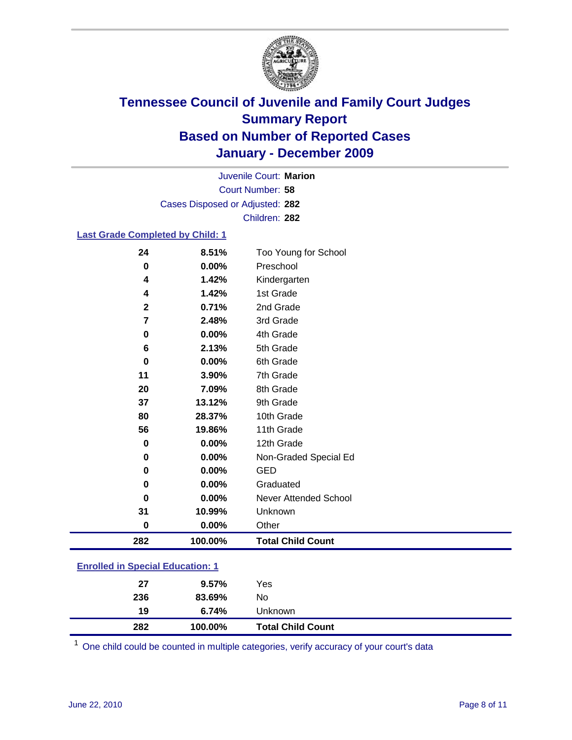# Tennessee Council of Juvenile and Family Court Judges
## Summary Report
## Based on Number of Reported Cases
## January - December 2009

Juvenile Court: **Marion**
Court Number: **58**
Cases Disposed or Adjusted: **282**
Children: **282**

### Last Grade Completed by Child: 1

| | | |
|---|---|---|
| 24 | 8.51% | Too Young for School |
| 0 | 0.00% | Preschool |
| 4 | 1.42% | Kindergarten |
| 4 | 1.42% | 1st Grade |
| 2 | 0.71% | 2nd Grade |
| 7 | 2.48% | 3rd Grade |
| 0 | 0.00% | 4th Grade |
| 6 | 2.13% | 5th Grade |
| 0 | 0.00% | 6th Grade |
| 11 | 3.90% | 7th Grade |
| 20 | 7.09% | 8th Grade |
| 37 | 13.12% | 9th Grade |
| 80 | 28.37% | 10th Grade |
| 56 | 19.86% | 11th Grade |
| 0 | 0.00% | 12th Grade |
| 0 | 0.00% | Non-Graded Special Ed |
| 0 | 0.00% | GED |
| 0 | 0.00% | Graduated |
| 0 | 0.00% | Never Attended School |
| 31 | 10.99% | Unknown |
| 0 | 0.00% | Other |
| **282** | **100.00%** | **Total Child Count** |

### Enrolled in Special Education: 1

| | | |
|---|---|---|
| 27 | 9.57% | Yes |
| 236 | 83.69% | No |
| 19 | 6.74% | Unknown |
| **282** | **100.00%** | **Total Child Count** |

[1] One child could be counted in multiple categories, verify accuracy of your court's data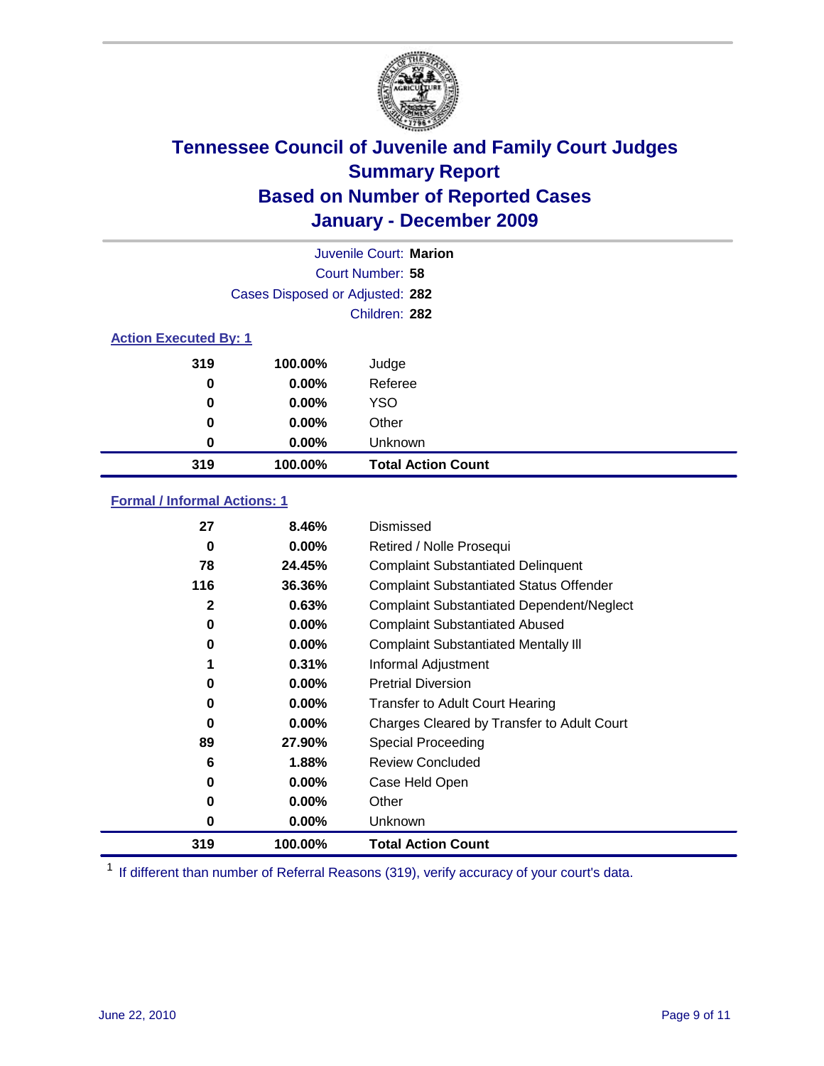# Tennessee Council of Juvenile and Family Court Judges
## Summary Report
## Based on Number of Reported Cases
## January - December 2009

Juvenile Court: **Marion**

Court Number: **58**

Cases Disposed or Adjusted: **282**

Children: **282**

### Action Executed By: 1

| | | |
|---|---|---|
| 319 | 100.00% | Judge |
| 0 | 0.00% | Referee |
| 0 | 0.00% | YSO |
| 0 | 0.00% | Other |
| 0 | 0.00% | Unknown |
| **319** | **100.00%** | **Total Action Count** |

### Formal / Informal Actions: 1

| | | |
|---|---|---|
| 27 | 8.46% | Dismissed |
| 0 | 0.00% | Retired / Nolle Prosequi |
| 78 | 24.45% | Complaint Substantiated Delinquent |
| 116 | 36.36% | Complaint Substantiated Status Offender |
| 2 | 0.63% | Complaint Substantiated Dependent/Neglect |
| 0 | 0.00% | Complaint Substantiated Abused |
| 0 | 0.00% | Complaint Substantiated Mentally Ill |
| 1 | 0.31% | Informal Adjustment |
| 0 | 0.00% | Pretrial Diversion |
| 0 | 0.00% | Transfer to Adult Court Hearing |
| 0 | 0.00% | Charges Cleared by Transfer to Adult Court |
| 89 | 27.90% | Special Proceeding |
| 6 | 1.88% | Review Concluded |
| 0 | 0.00% | Case Held Open |
| 0 | 0.00% | Other |
| 0 | 0.00% | Unknown |
| **319** | **100.00%** | **Total Action Count** |

[1] If different than number of Referral Reasons (319), verify accuracy of your court's data.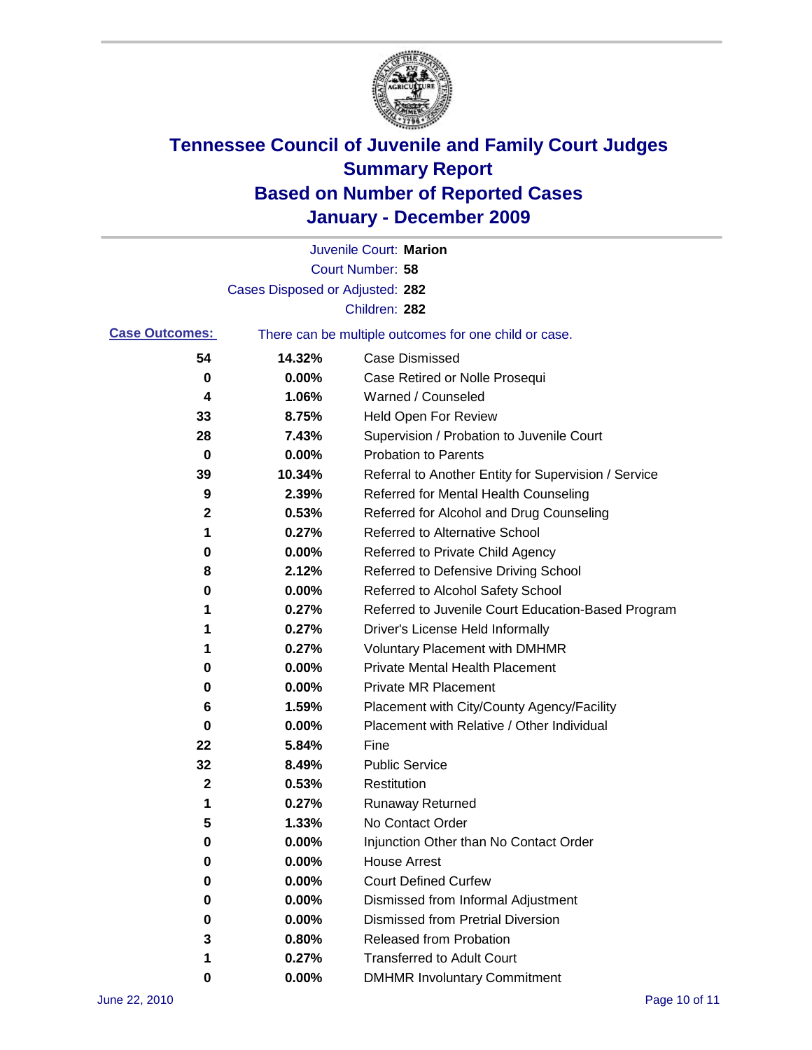# Tennessee Council of Juvenile and Family Court Judges
## Summary Report
## Based on Number of Reported Cases
## January - December 2009

Juvenile Court: **Marion**

Court Number: **58**

Cases Disposed or Adjusted: **282**

Children: **282**

**Case Outcomes:** There can be multiple outcomes for one child or case.

| | | |
|---|---|---|
| 54 | 14.32% | Case Dismissed |
| 0 | 0.00% | Case Retired or Nolle Prosequi |
| 4 | 1.06% | Warned / Counseled |
| 33 | 8.75% | Held Open For Review |
| 28 | 7.43% | Supervision / Probation to Juvenile Court |
| 0 | 0.00% | Probation to Parents |
| 39 | 10.34% | Referral to Another Entity for Supervision / Service |
| 9 | 2.39% | Referred for Mental Health Counseling |
| 2 | 0.53% | Referred for Alcohol and Drug Counseling |
| 1 | 0.27% | Referred to Alternative School |
| 0 | 0.00% | Referred to Private Child Agency |
| 8 | 2.12% | Referred to Defensive Driving School |
| 0 | 0.00% | Referred to Alcohol Safety School |
| 1 | 0.27% | Referred to Juvenile Court Education-Based Program |
| 1 | 0.27% | Driver's License Held Informally |
| 1 | 0.27% | Voluntary Placement with DMHMR |
| 0 | 0.00% | Private Mental Health Placement |
| 0 | 0.00% | Private MR Placement |
| 6 | 1.59% | Placement with City/County Agency/Facility |
| 0 | 0.00% | Placement with Relative / Other Individual |
| 22 | 5.84% | Fine |
| 32 | 8.49% | Public Service |
| 2 | 0.53% | Restitution |
| 1 | 0.27% | Runaway Returned |
| 5 | 1.33% | No Contact Order |
| 0 | 0.00% | Injunction Other than No Contact Order |
| 0 | 0.00% | House Arrest |
| 0 | 0.00% | Court Defined Curfew |
| 0 | 0.00% | Dismissed from Informal Adjustment |
| 0 | 0.00% | Dismissed from Pretrial Diversion |
| 3 | 0.80% | Released from Probation |
| 1 | 0.27% | Transferred to Adult Court |
| 0 | 0.00% | DMHMR Involuntary Commitment |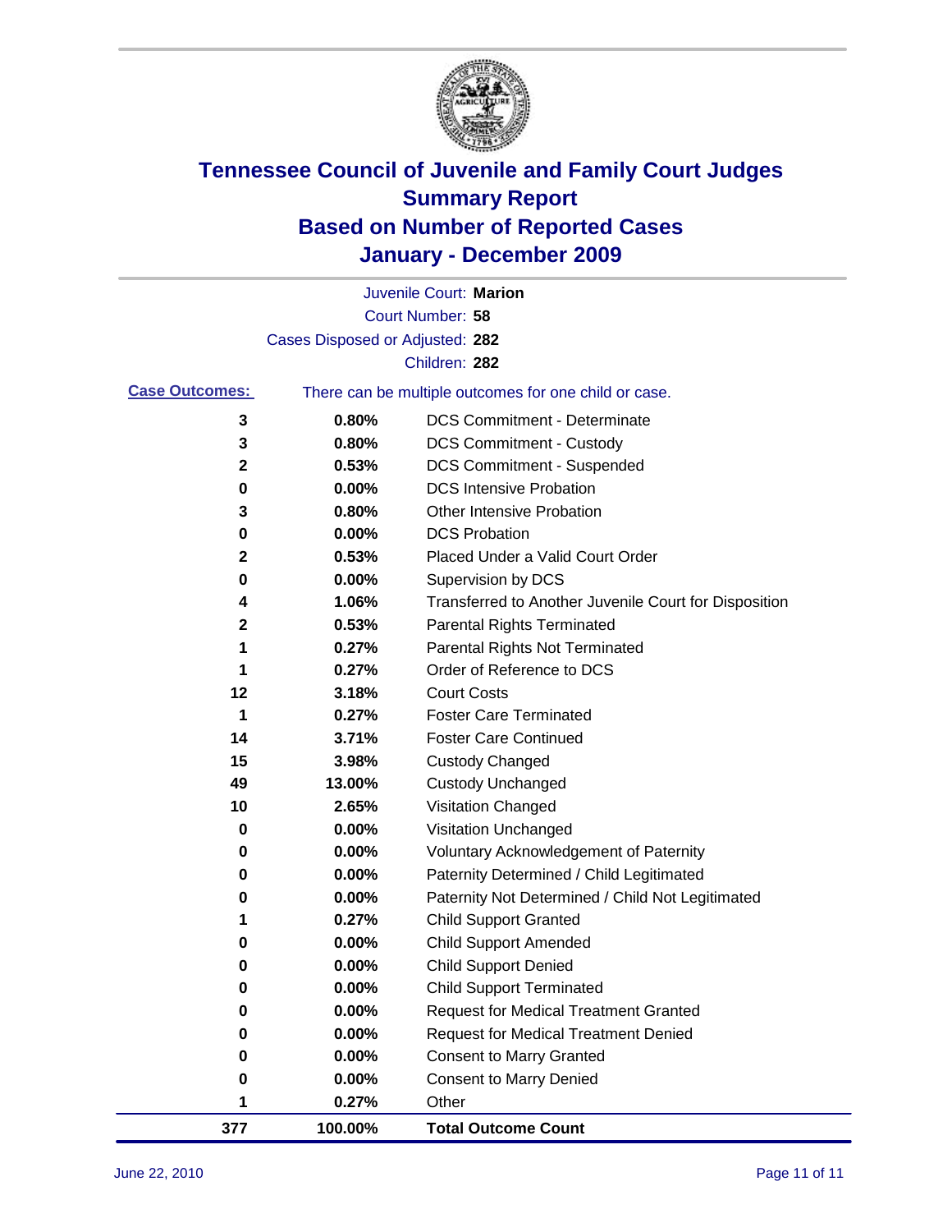# Tennessee Council of Juvenile and Family Court Judges
## Summary Report
## Based on Number of Reported Cases
## January - December 2009

Juvenile Court: **Marion**

Court Number: **58**

Cases Disposed or Adjusted: **282**

Children: **282**

**Case Outcomes:** There can be multiple outcomes for one child or case.

| | | |
|---|---|---|
| 3 | 0.80% | DCS Commitment - Determinate |
| 3 | 0.80% | DCS Commitment - Custody |
| 2 | 0.53% | DCS Commitment - Suspended |
| 0 | 0.00% | DCS Intensive Probation |
| 3 | 0.80% | Other Intensive Probation |
| 0 | 0.00% | DCS Probation |
| 2 | 0.53% | Placed Under a Valid Court Order |
| 0 | 0.00% | Supervision by DCS |
| 4 | 1.06% | Transferred to Another Juvenile Court for Disposition |
| 2 | 0.53% | Parental Rights Terminated |
| 1 | 0.27% | Parental Rights Not Terminated |
| 1 | 0.27% | Order of Reference to DCS |
| 12 | 3.18% | Court Costs |
| 1 | 0.27% | Foster Care Terminated |
| 14 | 3.71% | Foster Care Continued |
| 15 | 3.98% | Custody Changed |
| 49 | 13.00% | Custody Unchanged |
| 10 | 2.65% | Visitation Changed |
| 0 | 0.00% | Visitation Unchanged |
| 0 | 0.00% | Voluntary Acknowledgement of Paternity |
| 0 | 0.00% | Paternity Determined / Child Legitimated |
| 0 | 0.00% | Paternity Not Determined / Child Not Legitimated |
| 1 | 0.27% | Child Support Granted |
| 0 | 0.00% | Child Support Amended |
| 0 | 0.00% | Child Support Denied |
| 0 | 0.00% | Child Support Terminated |
| 0 | 0.00% | Request for Medical Treatment Granted |
| 0 | 0.00% | Request for Medical Treatment Denied |
| 0 | 0.00% | Consent to Marry Granted |
| 0 | 0.00% | Consent to Marry Denied |
| 1 | 0.27% | Other |
| **377** | **100.00%** | **Total Outcome Count** |

June 22, 2010